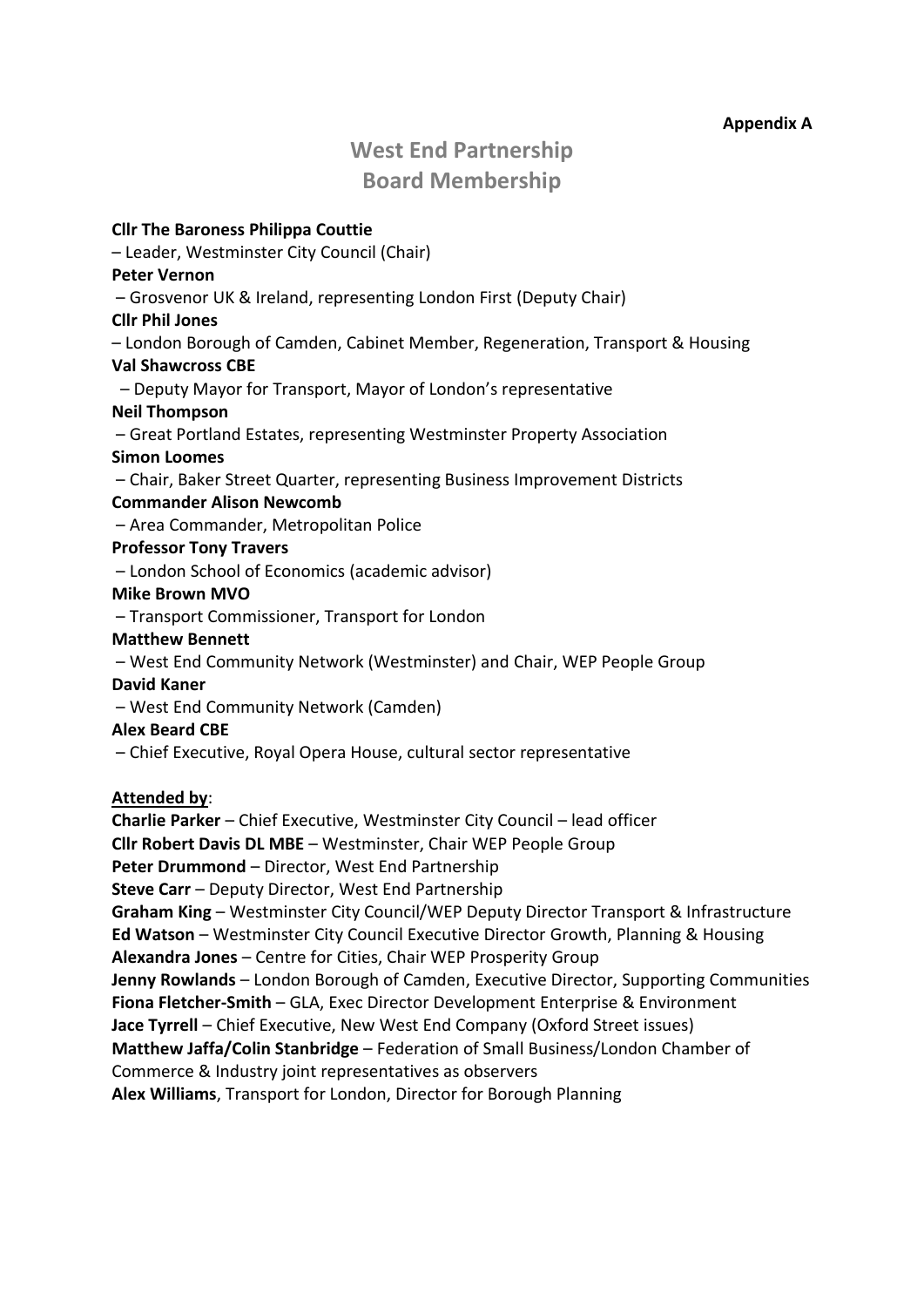**Appendix A**

# West End Partnership
# Board Membership

**Cllr The Baroness Philippa Couttie**
– Leader, Westminster City Council (Chair)
**Peter Vernon**
– Grosvenor UK & Ireland, representing London First (Deputy Chair)
**Cllr Phil Jones**
– London Borough of Camden, Cabinet Member, Regeneration, Transport & Housing
**Val Shawcross CBE**
– Deputy Mayor for Transport, Mayor of London's representative
**Neil Thompson**
– Great Portland Estates, representing Westminster Property Association
**Simon Loomes**
– Chair, Baker Street Quarter, representing Business Improvement Districts
**Commander Alison Newcomb**
– Area Commander, Metropolitan Police
**Professor Tony Travers**
– London School of Economics (academic advisor)
**Mike Brown MVO**
– Transport Commissioner, Transport for London
**Matthew Bennett**
– West End Community Network (Westminster) and Chair, WEP People Group
**David Kaner**
– West End Community Network (Camden)
**Alex Beard CBE**
– Chief Executive, Royal Opera House, cultural sector representative

<u>**Attended by**</u>:
**Charlie Parker** – Chief Executive, Westminster City Council – lead officer
**Cllr Robert Davis DL MBE** – Westminster, Chair WEP People Group
**Peter Drummond** – Director, West End Partnership
**Steve Carr** – Deputy Director, West End Partnership
**Graham King** – Westminster City Council/WEP Deputy Director Transport & Infrastructure
**Ed Watson** – Westminster City Council Executive Director Growth, Planning & Housing
**Alexandra Jones** – Centre for Cities, Chair WEP Prosperity Group
**Jenny Rowlands** – London Borough of Camden, Executive Director, Supporting Communities
**Fiona Fletcher-Smith** – GLA, Exec Director Development Enterprise & Environment
**Jace Tyrrell** – Chief Executive, New West End Company (Oxford Street issues)
**Matthew Jaffa/Colin Stanbridge** – Federation of Small Business/London Chamber of Commerce & Industry joint representatives as observers
**Alex Williams**, Transport for London, Director for Borough Planning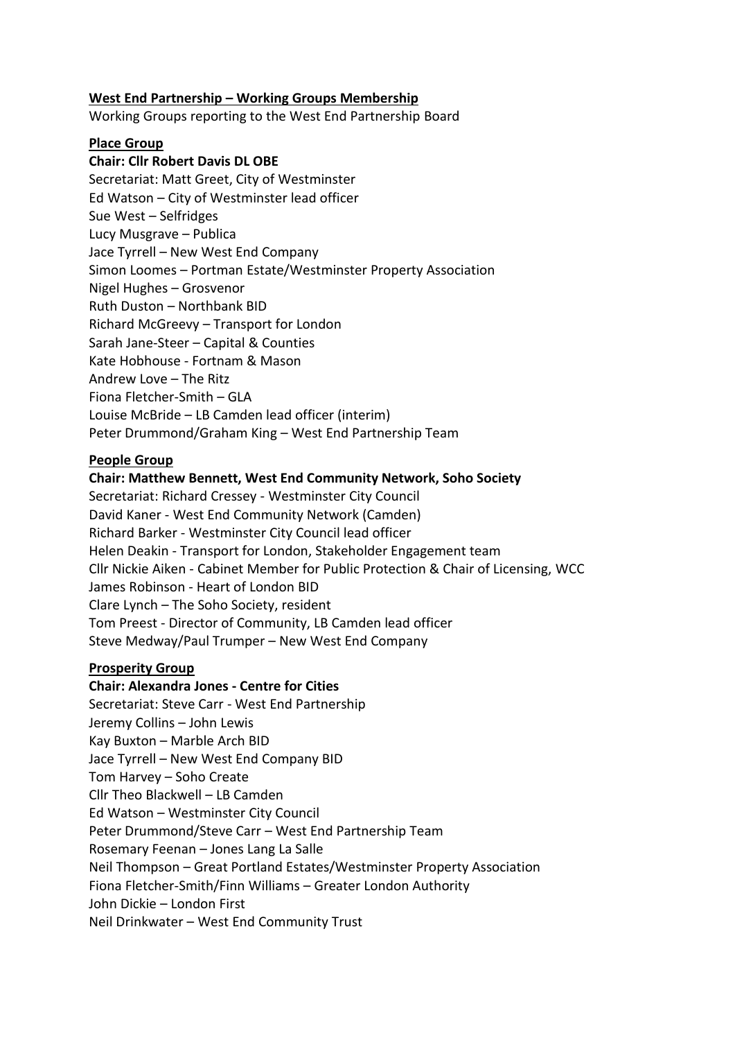**West End Partnership – Working Groups Membership**

Working Groups reporting to the West End Partnership Board

**Place Group**

**Chair: Cllr Robert Davis DL OBE**

Secretariat: Matt Greet, City of Westminster
Ed Watson – City of Westminster lead officer
Sue West – Selfridges
Lucy Musgrave – Publica
Jace Tyrrell – New West End Company
Simon Loomes – Portman Estate/Westminster Property Association
Nigel Hughes – Grosvenor
Ruth Duston – Northbank BID
Richard McGreevy – Transport for London
Sarah Jane-Steer – Capital & Counties
Kate Hobhouse - Fortnam & Mason
Andrew Love – The Ritz
Fiona Fletcher-Smith – GLA
Louise McBride – LB Camden lead officer (interim)
Peter Drummond/Graham King – West End Partnership Team

**People Group**

**Chair: Matthew Bennett, West End Community Network, Soho Society**

Secretariat: Richard Cressey - Westminster City Council
David Kaner - West End Community Network (Camden)
Richard Barker - Westminster City Council lead officer
Helen Deakin - Transport for London, Stakeholder Engagement team
Cllr Nickie Aiken - Cabinet Member for Public Protection & Chair of Licensing, WCC
James Robinson - Heart of London BID
Clare Lynch – The Soho Society, resident
Tom Preest - Director of Community, LB Camden lead officer
Steve Medway/Paul Trumper – New West End Company

**Prosperity Group**

**Chair: Alexandra Jones - Centre for Cities**

Secretariat: Steve Carr - West End Partnership
Jeremy Collins – John Lewis
Kay Buxton – Marble Arch BID
Jace Tyrrell – New West End Company BID
Tom Harvey – Soho Create
Cllr Theo Blackwell – LB Camden
Ed Watson – Westminster City Council
Peter Drummond/Steve Carr – West End Partnership Team
Rosemary Feenan – Jones Lang La Salle
Neil Thompson – Great Portland Estates/Westminster Property Association
Fiona Fletcher-Smith/Finn Williams – Greater London Authority
John Dickie – London First
Neil Drinkwater – West End Community Trust